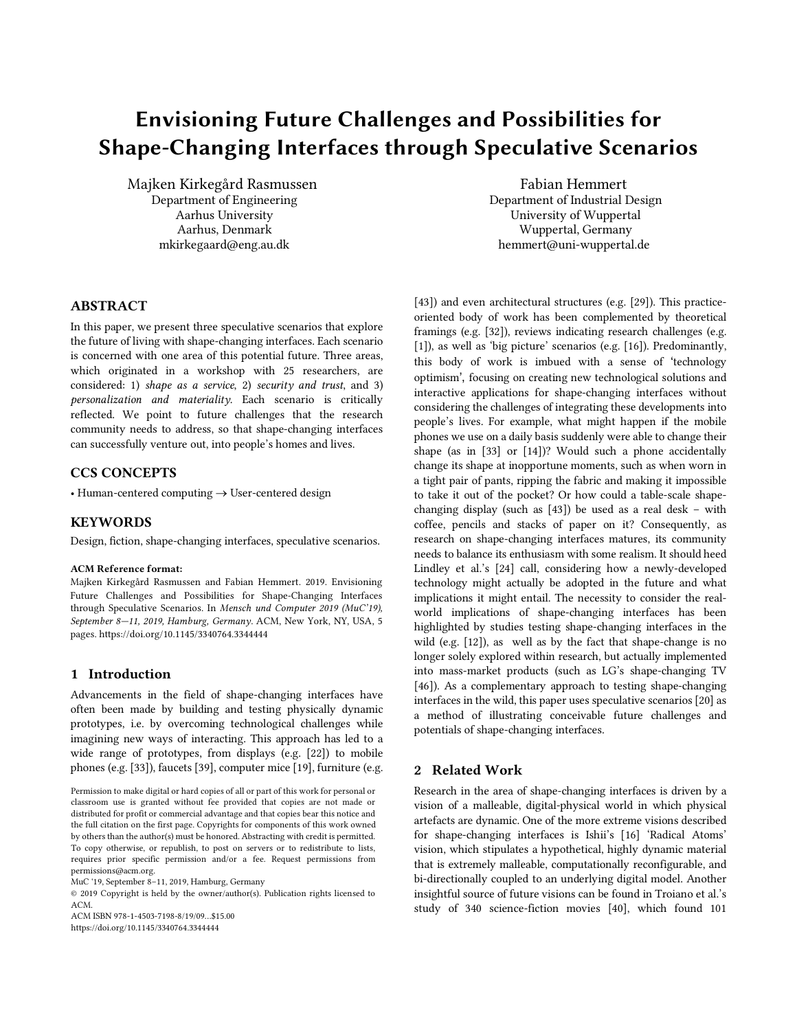# Envisioning Future Challenges and Possibilities for Shape-Changing Interfaces through Speculative Scenarios

Majken Kirkegård Rasmussen
Department of Engineering
Aarhus University
Aarhus, Denmark
mkirkegaard@eng.au.dk

Fabian Hemmert
Department of Industrial Design
University of Wuppertal
Wuppertal, Germany
hemmert@uni-wuppertal.de

## ABSTRACT

In this paper, we present three speculative scenarios that explore the future of living with shape-changing interfaces. Each scenario is concerned with one area of this potential future. Three areas, which originated in a workshop with 25 researchers, are considered: 1) *shape as a service*, 2) *security and trust*, and 3) *personalization and materiality*. Each scenario is critically reflected. We point to future challenges that the research community needs to address, so that shape-changing interfaces can successfully venture out, into people's homes and lives.

## CCS CONCEPTS

• Human-centered computing → User-centered design

## KEYWORDS

Design, fiction, shape-changing interfaces, speculative scenarios.

**ACM Reference format:**
Majken Kirkegård Rasmussen and Fabian Hemmert. 2019. Envisioning Future Challenges and Possibilities for Shape-Changing Interfaces through Speculative Scenarios. In *Mensch und Computer 2019 (MuC'19), September 8—11, 2019, Hamburg, Germany*. ACM, New York, NY, USA, 5 pages. https://doi.org/10.1145/3340764.3344444

## 1 Introduction

Advancements in the field of shape-changing interfaces have often been made by building and testing physically dynamic prototypes, i.e. by overcoming technological challenges while imagining new ways of interacting. This approach has led to a wide range of prototypes, from displays (e.g. [22]) to mobile phones (e.g. [33]), faucets [39], computer mice [19], furniture (e.g. [43]) and even architectural structures (e.g. [29]). This practice-oriented body of work has been complemented by theoretical framings (e.g. [32]), reviews indicating research challenges (e.g. [1]), as well as 'big picture' scenarios (e.g. [16]). Predominantly, this body of work is imbued with a sense of 'technology optimism', focusing on creating new technological solutions and interactive applications for shape-changing interfaces without considering the challenges of integrating these developments into people's lives. For example, what might happen if the mobile phones we use on a daily basis suddenly were able to change their shape (as in [33] or [14])? Would such a phone accidentally change its shape at inopportune moments, such as when worn in a tight pair of pants, ripping the fabric and making it impossible to take it out of the pocket? Or how could a table-scale shape-changing display (such as [43]) be used as a real desk – with coffee, pencils and stacks of paper on it? Consequently, as research on shape-changing interfaces matures, its community needs to balance its enthusiasm with some realism. It should heed Lindley et al.'s [24] call, considering how a newly-developed technology might actually be adopted in the future and what implications it might entail. The necessity to consider the real-world implications of shape-changing interfaces has been highlighted by studies testing shape-changing interfaces in the wild (e.g. [12]), as well as by the fact that shape-change is no longer solely explored within research, but actually implemented into mass-market products (such as LG's shape-changing TV [46]). As a complementary approach to testing shape-changing interfaces in the wild, this paper uses speculative scenarios [20] as a method of illustrating conceivable future challenges and potentials of shape-changing interfaces.

## 2 Related Work

Research in the area of shape-changing interfaces is driven by a vision of a malleable, digital-physical world in which physical artefacts are dynamic. One of the more extreme visions described for shape-changing interfaces is Ishii's [16] 'Radical Atoms' vision, which stipulates a hypothetical, highly dynamic material that is extremely malleable, computationally reconfigurable, and bi-directionally coupled to an underlying digital model. Another insightful source of future visions can be found in Troiano et al.'s study of 340 science-fiction movies [40], which found 101

Permission to make digital or hard copies of all or part of this work for personal or classroom use is granted without fee provided that copies are not made or distributed for profit or commercial advantage and that copies bear this notice and the full citation on the first page. Copyrights for components of this work owned by others than the author(s) must be honored. Abstracting with credit is permitted. To copy otherwise, or republish, to post on servers or to redistribute to lists, requires prior specific permission and/or a fee. Request permissions from permissions@acm.org.
MuC '19, September 8–11, 2019, Hamburg, Germany
© 2019 Copyright is held by the owner/author(s). Publication rights licensed to ACM.
ACM ISBN 978-1-4503-7198-8/19/09…$15.00
https://doi.org/10.1145/3340764.3344444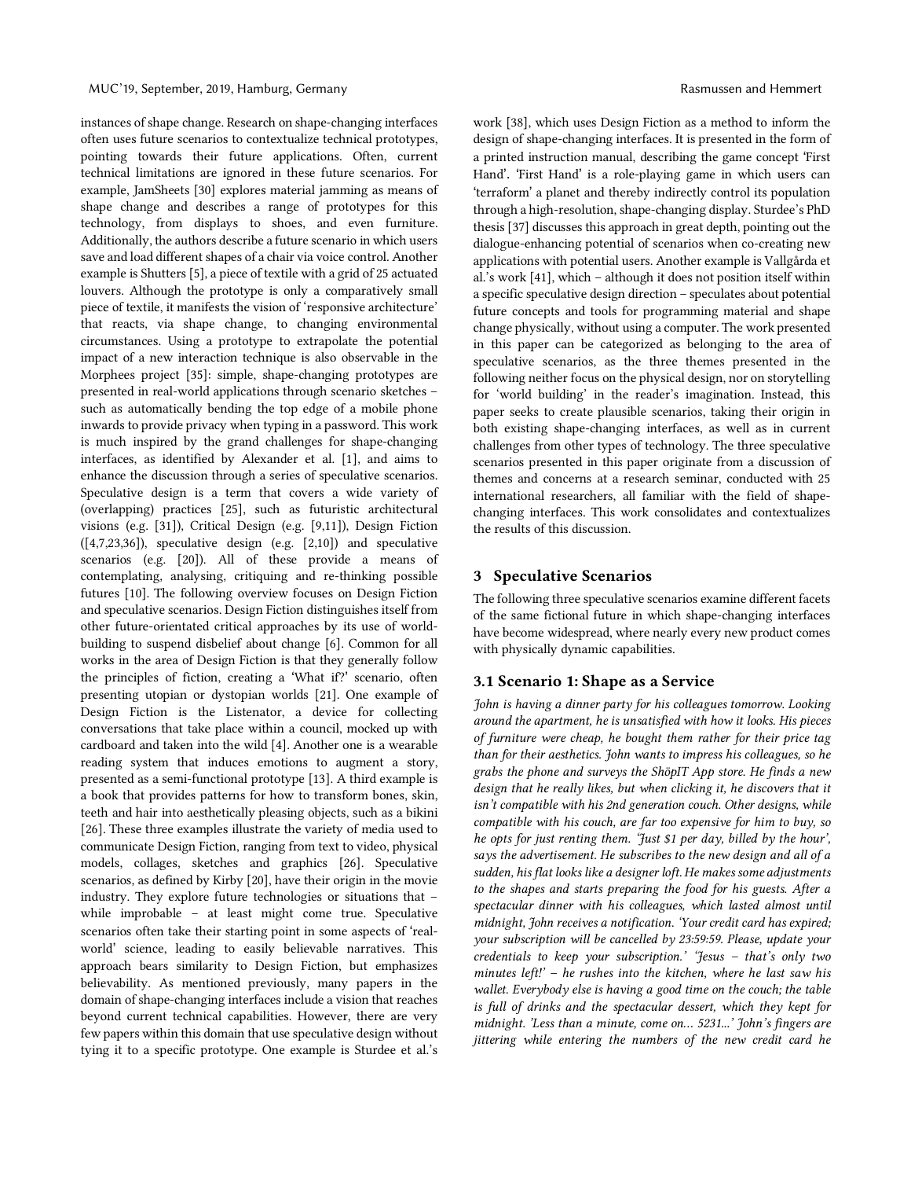instances of shape change. Research on shape-changing interfaces often uses future scenarios to contextualize technical prototypes, pointing towards their future applications. Often, current technical limitations are ignored in these future scenarios. For example, JamSheets [30] explores material jamming as means of shape change and describes a range of prototypes for this technology, from displays to shoes, and even furniture. Additionally, the authors describe a future scenario in which users save and load different shapes of a chair via voice control. Another example is Shutters [5], a piece of textile with a grid of 25 actuated louvers. Although the prototype is only a comparatively small piece of textile, it manifests the vision of 'responsive architecture' that reacts, via shape change, to changing environmental circumstances. Using a prototype to extrapolate the potential impact of a new interaction technique is also observable in the Morphees project [35]: simple, shape-changing prototypes are presented in real-world applications through scenario sketches – such as automatically bending the top edge of a mobile phone inwards to provide privacy when typing in a password. This work is much inspired by the grand challenges for shape-changing interfaces, as identified by Alexander et al. [1], and aims to enhance the discussion through a series of speculative scenarios. Speculative design is a term that covers a wide variety of (overlapping) practices [25], such as futuristic architectural visions (e.g. [31]), Critical Design (e.g. [9,11]), Design Fiction ([4,7,23,36]), speculative design (e.g. [2,10]) and speculative scenarios (e.g. [20]). All of these provide a means of contemplating, analysing, critiquing and re-thinking possible futures [10]. The following overview focuses on Design Fiction and speculative scenarios. Design Fiction distinguishes itself from other future-orientated critical approaches by its use of world-building to suspend disbelief about change [6]. Common for all works in the area of Design Fiction is that they generally follow the principles of fiction, creating a 'What if?' scenario, often presenting utopian or dystopian worlds [21]. One example of Design Fiction is the Listenator, a device for collecting conversations that take place within a council, mocked up with cardboard and taken into the wild [4]. Another one is a wearable reading system that induces emotions to augment a story, presented as a semi-functional prototype [13]. A third example is a book that provides patterns for how to transform bones, skin, teeth and hair into aesthetically pleasing objects, such as a bikini [26]. These three examples illustrate the variety of media used to communicate Design Fiction, ranging from text to video, physical models, collages, sketches and graphics [26]. Speculative scenarios, as defined by Kirby [20], have their origin in the movie industry. They explore future technologies or situations that – while improbable – at least might come true. Speculative scenarios often take their starting point in some aspects of 'real-world' science, leading to easily believable narratives. This approach bears similarity to Design Fiction, but emphasizes believability. As mentioned previously, many papers in the domain of shape-changing interfaces include a vision that reaches beyond current technical capabilities. However, there are very few papers within this domain that use speculative design without tying it to a specific prototype. One example is Sturdee et al.'s work [38], which uses Design Fiction as a method to inform the design of shape-changing interfaces. It is presented in the form of a printed instruction manual, describing the game concept 'First Hand'. 'First Hand' is a role-playing game in which users can 'terraform' a planet and thereby indirectly control its population through a high-resolution, shape-changing display. Sturdee's PhD thesis [37] discusses this approach in great depth, pointing out the dialogue-enhancing potential of scenarios when co-creating new applications with potential users. Another example is Vallgårda et al.'s work [41], which – although it does not position itself within a specific speculative design direction – speculates about potential future concepts and tools for programming material and shape change physically, without using a computer. The work presented in this paper can be categorized as belonging to the area of speculative scenarios, as the three themes presented in the following neither focus on the physical design, nor on storytelling for 'world building' in the reader's imagination. Instead, this paper seeks to create plausible scenarios, taking their origin in both existing shape-changing interfaces, as well as in current challenges from other types of technology. The three speculative scenarios presented in this paper originate from a discussion of themes and concerns at a research seminar, conducted with 25 international researchers, all familiar with the field of shape-changing interfaces. This work consolidates and contextualizes the results of this discussion.

## 3 Speculative Scenarios

The following three speculative scenarios examine different facets of the same fictional future in which shape-changing interfaces have become widespread, where nearly every new product comes with physically dynamic capabilities.

### 3.1 Scenario 1: Shape as a Service

*John is having a dinner party for his colleagues tomorrow. Looking around the apartment, he is unsatisfied with how it looks. His pieces of furniture were cheap, he bought them rather for their price tag than for their aesthetics. John wants to impress his colleagues, so he grabs the phone and surveys the ShöpIT App store. He finds a new design that he really likes, but when clicking it, he discovers that it isn't compatible with his 2nd generation couch. Other designs, while compatible with his couch, are far too expensive for him to buy, so he opts for just renting them. 'Just $1 per day, billed by the hour', says the advertisement. He subscribes to the new design and all of a sudden, his flat looks like a designer loft. He makes some adjustments to the shapes and starts preparing the food for his guests. After a spectacular dinner with his colleagues, which lasted almost until midnight, John receives a notification. 'Your credit card has expired; your subscription will be cancelled by 23:59:59. Please, update your credentials to keep your subscription.' 'Jesus – that's only two minutes left!' – he rushes into the kitchen, where he last saw his wallet. Everybody else is having a good time on the couch; the table is full of drinks and the spectacular dessert, which they kept for midnight. 'Less than a minute, come on… 5231…' John's fingers are jittering while entering the numbers of the new credit card he*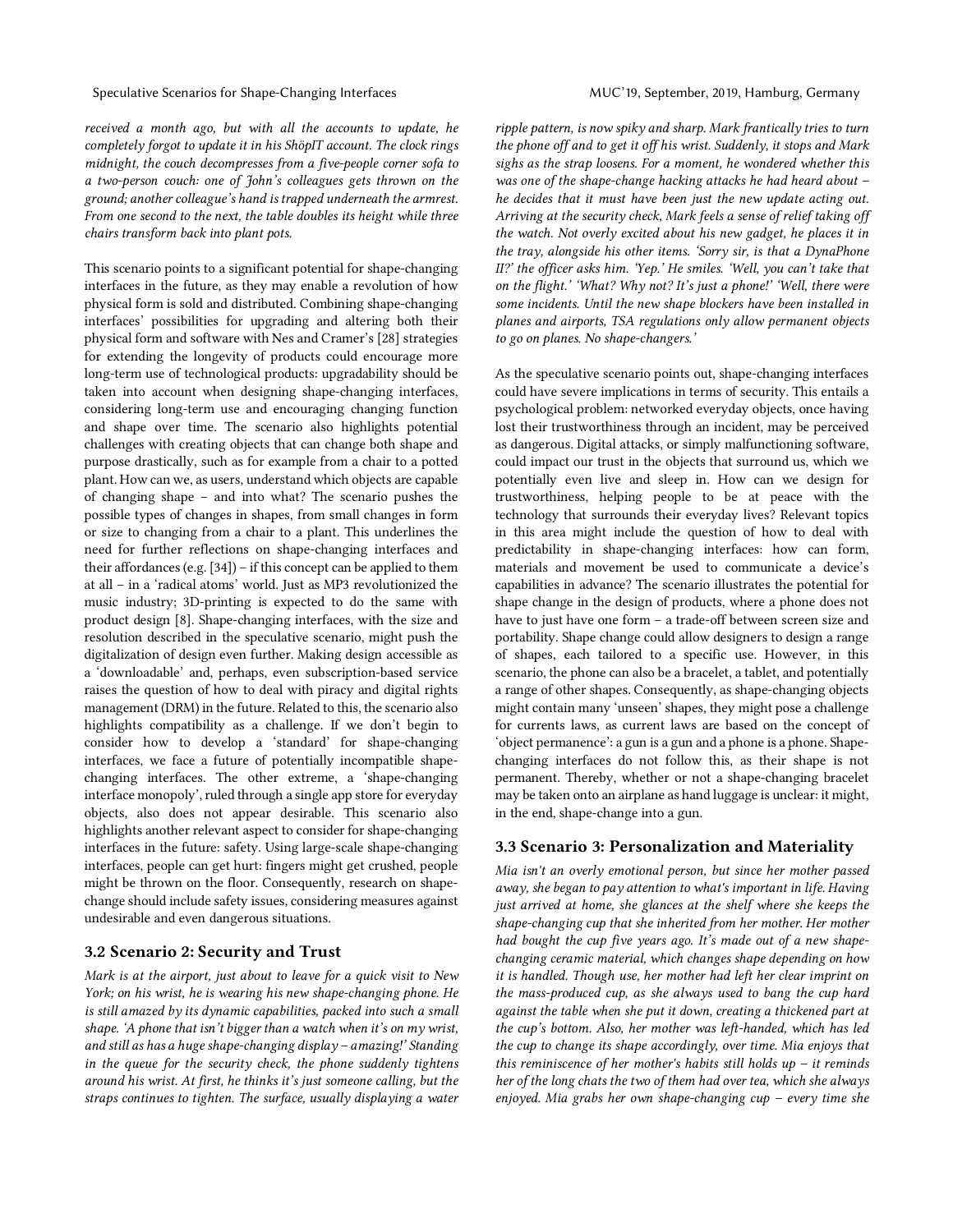*received a month ago, but with all the accounts to update, he completely forgot to update it in his ShöpIT account. The clock rings midnight, the couch decompresses from a five-people corner sofa to a two-person couch: one of John's colleagues gets thrown on the ground; another colleague's hand is trapped underneath the armrest. From one second to the next, the table doubles its height while three chairs transform back into plant pots.*

This scenario points to a significant potential for shape-changing interfaces in the future, as they may enable a revolution of how physical form is sold and distributed. Combining shape-changing interfaces' possibilities for upgrading and altering both their physical form and software with Nes and Cramer's [28] strategies for extending the longevity of products could encourage more long-term use of technological products: upgradability should be taken into account when designing shape-changing interfaces, considering long-term use and encouraging changing function and shape over time. The scenario also highlights potential challenges with creating objects that can change both shape and purpose drastically, such as for example from a chair to a potted plant. How can we, as users, understand which objects are capable of changing shape – and into what? The scenario pushes the possible types of changes in shapes, from small changes in form or size to changing from a chair to a plant. This underlines the need for further reflections on shape-changing interfaces and their affordances (e.g. [34]) – if this concept can be applied to them at all – in a 'radical atoms' world. Just as MP3 revolutionized the music industry; 3D-printing is expected to do the same with product design [8]. Shape-changing interfaces, with the size and resolution described in the speculative scenario, might push the digitalization of design even further. Making design accessible as a 'downloadable' and, perhaps, even subscription-based service raises the question of how to deal with piracy and digital rights management (DRM) in the future. Related to this, the scenario also highlights compatibility as a challenge. If we don't begin to consider how to develop a 'standard' for shape-changing interfaces, we face a future of potentially incompatible shape-changing interfaces. The other extreme, a 'shape-changing interface monopoly', ruled through a single app store for everyday objects, also does not appear desirable. This scenario also highlights another relevant aspect to consider for shape-changing interfaces in the future: safety. Using large-scale shape-changing interfaces, people can get hurt: fingers might get crushed, people might be thrown on the floor. Consequently, research on shape-change should include safety issues, considering measures against undesirable and even dangerous situations.

### 3.2 Scenario 2: Security and Trust

*Mark is at the airport, just about to leave for a quick visit to New York; on his wrist, he is wearing his new shape-changing phone. He is still amazed by its dynamic capabilities, packed into such a small shape. 'A phone that isn't bigger than a watch when it's on my wrist, and still as has a huge shape-changing display – amazing!' Standing in the queue for the security check, the phone suddenly tightens around his wrist. At first, he thinks it's just someone calling, but the straps continues to tighten. The surface, usually displaying a water ripple pattern, is now spiky and sharp. Mark frantically tries to turn the phone off and to get it off his wrist. Suddenly, it stops and Mark sighs as the strap loosens. For a moment, he wondered whether this was one of the shape-change hacking attacks he had heard about – he decides that it must have been just the new update acting out. Arriving at the security check, Mark feels a sense of relief taking off the watch. Not overly excited about his new gadget, he places it in the tray, alongside his other items. 'Sorry sir, is that a DynaPhone II?' the officer asks him. 'Yep.' He smiles. 'Well, you can't take that on the flight.' 'What? Why not? It's just a phone!' 'Well, there were some incidents. Until the new shape blockers have been installed in planes and airports, TSA regulations only allow permanent objects to go on planes. No shape-changers.'*

As the speculative scenario points out, shape-changing interfaces could have severe implications in terms of security. This entails a psychological problem: networked everyday objects, once having lost their trustworthiness through an incident, may be perceived as dangerous. Digital attacks, or simply malfunctioning software, could impact our trust in the objects that surround us, which we potentially even live and sleep in. How can we design for trustworthiness, helping people to be at peace with the technology that surrounds their everyday lives? Relevant topics in this area might include the question of how to deal with predictability in shape-changing interfaces: how can form, materials and movement be used to communicate a device's capabilities in advance? The scenario illustrates the potential for shape change in the design of products, where a phone does not have to just have one form – a trade-off between screen size and portability. Shape change could allow designers to design a range of shapes, each tailored to a specific use. However, in this scenario, the phone can also be a bracelet, a tablet, and potentially a range of other shapes. Consequently, as shape-changing objects might contain many 'unseen' shapes, they might pose a challenge for currents laws, as current laws are based on the concept of 'object permanence': a gun is a gun and a phone is a phone. Shape-changing interfaces do not follow this, as their shape is not permanent. Thereby, whether or not a shape-changing bracelet may be taken onto an airplane as hand luggage is unclear: it might, in the end, shape-change into a gun.

### 3.3 Scenario 3: Personalization and Materiality

*Mia isn't an overly emotional person, but since her mother passed away, she began to pay attention to what's important in life. Having just arrived at home, she glances at the shelf where she keeps the shape-changing cup that she inherited from her mother. Her mother had bought the cup five years ago. It's made out of a new shape-changing ceramic material, which changes shape depending on how it is handled. Though use, her mother had left her clear imprint on the mass-produced cup, as she always used to bang the cup hard against the table when she put it down, creating a thickened part at the cup's bottom. Also, her mother was left-handed, which has led the cup to change its shape accordingly, over time. Mia enjoys that this reminiscence of her mother's habits still holds up – it reminds her of the long chats the two of them had over tea, which she always enjoyed. Mia grabs her own shape-changing cup – every time she*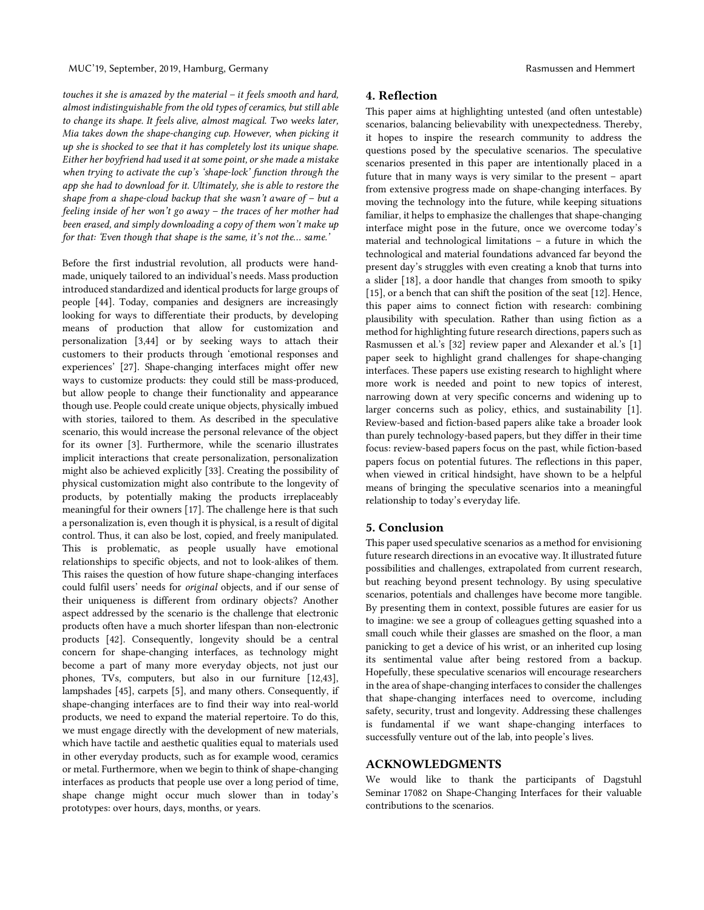*touches it she is amazed by the material – it feels smooth and hard, almost indistinguishable from the old types of ceramics, but still able to change its shape. It feels alive, almost magical. Two weeks later, Mia takes down the shape-changing cup. However, when picking it up she is shocked to see that it has completely lost its unique shape. Either her boyfriend had used it at some point, or she made a mistake when trying to activate the cup's 'shape-lock' function through the app she had to download for it. Ultimately, she is able to restore the shape from a shape-cloud backup that she wasn't aware of – but a feeling inside of her won't go away – the traces of her mother had been erased, and simply downloading a copy of them won't make up for that: 'Even though that shape is the same, it's not the... same.'*

Before the first industrial revolution, all products were handmade, uniquely tailored to an individual's needs. Mass production introduced standardized and identical products for large groups of people [44]. Today, companies and designers are increasingly looking for ways to differentiate their products, by developing means of production that allow for customization and personalization [3,44] or by seeking ways to attach their customers to their products through 'emotional responses and experiences' [27]. Shape-changing interfaces might offer new ways to customize products: they could still be mass-produced, but allow people to change their functionality and appearance though use. People could create unique objects, physically imbued with stories, tailored to them. As described in the speculative scenario, this would increase the personal relevance of the object for its owner [3]. Furthermore, while the scenario illustrates implicit interactions that create personalization, personalization might also be achieved explicitly [33]. Creating the possibility of physical customization might also contribute to the longevity of products, by potentially making the products irreplaceably meaningful for their owners [17]. The challenge here is that such a personalization is, even though it is physical, is a result of digital control. Thus, it can also be lost, copied, and freely manipulated. This is problematic, as people usually have emotional relationships to specific objects, and not to look-alikes of them. This raises the question of how future shape-changing interfaces could fulfil users' needs for *original* objects, and if our sense of their uniqueness is different from ordinary objects? Another aspect addressed by the scenario is the challenge that electronic products often have a much shorter lifespan than non-electronic products [42]. Consequently, longevity should be a central concern for shape-changing interfaces, as technology might become a part of many more everyday objects, not just our phones, TVs, computers, but also in our furniture [12,43], lampshades [45], carpets [5], and many others. Consequently, if shape-changing interfaces are to find their way into real-world products, we need to expand the material repertoire. To do this, we must engage directly with the development of new materials, which have tactile and aesthetic qualities equal to materials used in other everyday products, such as for example wood, ceramics or metal. Furthermore, when we begin to think of shape-changing interfaces as products that people use over a long period of time, shape change might occur much slower than in today's prototypes: over hours, days, months, or years.

## 4. Reflection

This paper aims at highlighting untested (and often untestable) scenarios, balancing believability with unexpectedness. Thereby, it hopes to inspire the research community to address the questions posed by the speculative scenarios. The speculative scenarios presented in this paper are intentionally placed in a future that in many ways is very similar to the present – apart from extensive progress made on shape-changing interfaces. By moving the technology into the future, while keeping situations familiar, it helps to emphasize the challenges that shape-changing interface might pose in the future, once we overcome today's material and technological limitations – a future in which the technological and material foundations advanced far beyond the present day's struggles with even creating a knob that turns into a slider [18], a door handle that changes from smooth to spiky [15], or a bench that can shift the position of the seat [12]. Hence, this paper aims to connect fiction with research: combining plausibility with speculation. Rather than using fiction as a method for highlighting future research directions, papers such as Rasmussen et al.'s [32] review paper and Alexander et al.'s [1] paper seek to highlight grand challenges for shape-changing interfaces. These papers use existing research to highlight where more work is needed and point to new topics of interest, narrowing down at very specific concerns and widening up to larger concerns such as policy, ethics, and sustainability [1]. Review-based and fiction-based papers alike take a broader look than purely technology-based papers, but they differ in their time focus: review-based papers focus on the past, while fiction-based papers focus on potential futures. The reflections in this paper, when viewed in critical hindsight, have shown to be a helpful means of bringing the speculative scenarios into a meaningful relationship to today's everyday life.

## 5. Conclusion

This paper used speculative scenarios as a method for envisioning future research directions in an evocative way. It illustrated future possibilities and challenges, extrapolated from current research, but reaching beyond present technology. By using speculative scenarios, potentials and challenges have become more tangible. By presenting them in context, possible futures are easier for us to imagine: we see a group of colleagues getting squashed into a small couch while their glasses are smashed on the floor, a man panicking to get a device of his wrist, or an inherited cup losing its sentimental value after being restored from a backup. Hopefully, these speculative scenarios will encourage researchers in the area of shape-changing interfaces to consider the challenges that shape-changing interfaces need to overcome, including safety, security, trust and longevity. Addressing these challenges is fundamental if we want shape-changing interfaces to successfully venture out of the lab, into people's lives.

## ACKNOWLEDGMENTS

We would like to thank the participants of Dagstuhl Seminar 17082 on Shape-Changing Interfaces for their valuable contributions to the scenarios.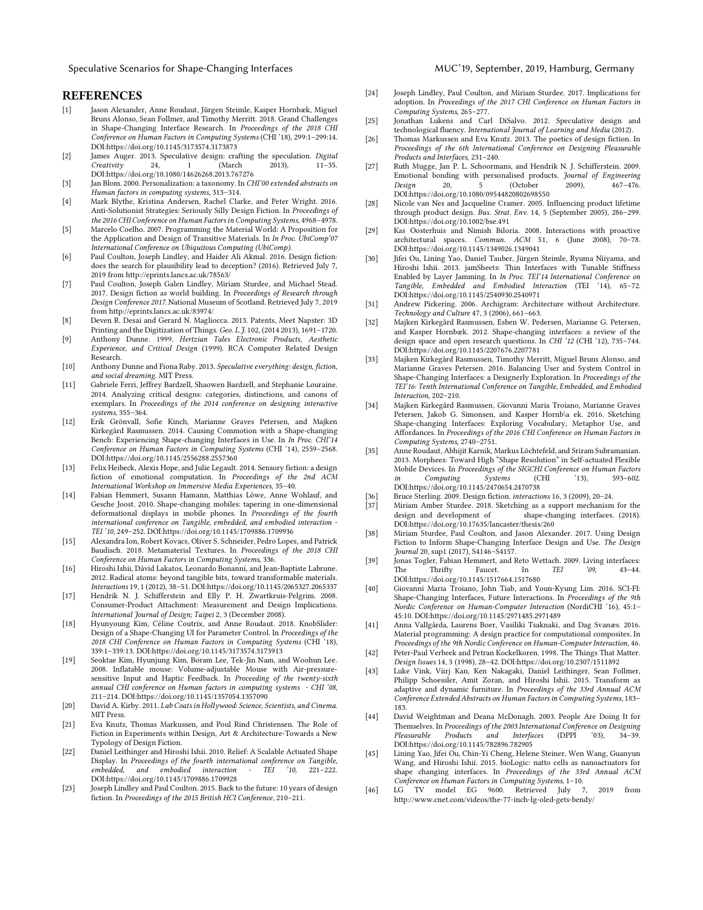## REFERENCES

[1] Jason Alexander, Anne Roudaut, Jürgen Steimle, Kasper Hornbæk, Miguel Bruns Alonso, Sean Follmer, and Timothy Merritt. 2018. Grand Challenges in Shape-Changing Interface Research. In *Proceedings of the 2018 CHI Conference on Human Factors in Computing Systems* (CHI '18), 299:1–299:14. DOI:https://doi.org/10.1145/3173574.3173873

[2] James Auger. 2013. Speculative design: crafting the speculation. *Digital Creativity* 24, 1 (March 2013), 11–35. DOI:https://doi.org/10.1080/14626268.2013.767276

[3] Jan Blom. 2000. Personalization: a taxonomy. In *CHI'00 extended abstracts on Human factors in computing systems*, 313–314.

[4] Mark Blythe, Kristina Andersen, Rachel Clarke, and Peter Wright. 2016. Anti-Solutionist Strategies: Seriously Silly Design Fiction. In *Proceedings of the 2016 CHI Conference on Human Factors in Computing Systems*, 4968–4978.

[5] Marcelo Coelho. 2007. Programming the Material World: A Proposition for the Application and Design of Transitive Materials. In *In Proc. UbiComp'07 International Conference on Ubiquitous Computing (UbiComp)*.

[6] Paul Coulton, Joseph Lindley, and Haider Ali Akmal. 2016. Design fiction: does the search for plausibility lead to deception? (2016). Retrieved July 7, 2019 from http://eprints.lancs.ac.uk/78563/

[7] Paul Coulton, Joseph Galen Lindley, Miriam Sturdee, and Michael Stead. 2017. Design fiction as world building. In *Proceedings of Research through Design Conference 2017*. National Museum of Scotland. Retrieved July 7, 2019 from http://eprints.lancs.ac.uk/83974/

[8] Deven R. Desai and Gerard N. Magliocca. 2013. Patents, Meet Napster: 3D Printing and the Digitization of Things. *Geo. L.J.* 102, (2014 2013), 1691–1720.

[9] Anthony Dunne. 1999. *Hertzian Tales Electronic Products, Aesthetic Experience, and Critical Design* (1999). RCA Computer Related Design Research.

[10] Anthony Dunne and Fiona Raby. 2013. *Speculative everything: design, fiction, and social dreaming*. MIT Press.

[11] Gabriele Ferri, Jeffrey Bardzell, Shaowen Bardzell, and Stephanie Louraine. 2014. Analyzing critical designs: categories, distinctions, and canons of exemplars. In *Proceedings of the 2014 conference on designing interactive systems*, 355–364.

[12] Erik Grönvall, Sofie Kinch, Marianne Graves Petersen, and Majken Kirkegård Rasmussen. 2014. Causing Commotion with a Shape-changing Bench: Experiencing Shape-changing Interfaces in Use. In *In Proc. CHI'14 Conference on Human Factors in Computing Systems* (CHI '14), 2559–2568. DOI:https://doi.org/10.1145/2556288.2557360

[13] Felix Heibeck, Alexis Hope, and Julie Legault. 2014. Sensory fiction: a design fiction of emotional computation. In *Proceedings of the 2nd ACM International Workshop on Immersive Media Experiences*, 35–40.

[14] Fabian Hemmert, Susann Hamann, Matthias Löwe, Anne Wohlauf, and Gesche Joost. 2010. Shape-changing mobiles: tapering in one-dimensional deformational displays in mobile phones. In *Proceedings of the fourth international conference on Tangible, embedded, and embodied interaction - TEI '10*, 249–252. DOI:https://doi.org/10.1145/1709886.1709936

[15] Alexandra Ion, Robert Kovacs, Oliver S. Schneider, Pedro Lopes, and Patrick Baudisch. 2018. Metamaterial Textures. In *Proceedings of the 2018 CHI Conference on Human Factors in Computing Systems*, 336.

[16] Hiroshi Ishii, Dávid Lakatos, Leonardo Bonanni, and Jean-Baptiste Labrune. 2012. Radical atoms: beyond tangible bits, toward transformable materials. *Interactions* 19, 1 (2012), 38–51. DOI:https://doi.org/10.1145/2065327.2065337

[17] Hendrik N. J. Schifferstein and Elly P. H. Zwartkruis-Pelgrim. 2008. Consumer-Product Attachment: Measurement and Design Implications. *International Journal of Design; Taipei* 2, 3 (December 2008).

[18] Hyunyoung Kim, Céline Coutrix, and Anne Roudaut. 2018. KnobSlider: Design of a Shape-Changing UI for Parameter Control. In *Proceedings of the 2018 CHI Conference on Human Factors in Computing Systems* (CHI '18), 339:1–339:13. DOI:https://doi.org/10.1145/3173574.3173913

[19] Seoktae Kim, Hyunjung Kim, Boram Lee, Tek-Jin Nam, and Woohun Lee. 2008. Inflatable mouse: Volume-adjustable Mouse with Air-pressure-sensitive Input and Haptic Feedback. In *Proceeding of the twenty-sixth annual CHI conference on Human factors in computing systems - CHI '08*, 211–214. DOI:https://doi.org/10.1145/1357054.1357090

[20] David A. Kirby. 2011. *Lab Coats in Hollywood: Science, Scientists, and Cinema*. MIT Press.

[21] Eva Knutz, Thomas Markussen, and Poul Rind Christensen. The Role of Fiction in Experiments within Design, Art & Architecture-Towards a New Typology of Design Fiction.

[22] Daniel Leithinger and Hiroshi Ishii. 2010. Relief: A Scalable Actuated Shape Display. In *Proceedings of the fourth international conference on Tangible, embedded, and embodied interaction - TEI '10*, 221–222. DOI:https://doi.org/10.1145/1709886.1709928

[23] Joseph Lindley and Paul Coulton. 2015. Back to the future: 10 years of design fiction. In *Proceedings of the 2015 British HCI Conference*, 210–211.

[24] Joseph Lindley, Paul Coulton, and Miriam Sturdee. 2017. Implications for adoption. In *Proceedings of the 2017 CHI Conference on Human Factors in Computing Systems*, 265–277.

[25] Jonathan Lukens and Carl DiSalvo. 2012. Speculative design and technological fluency. *International Journal of Learning and Media* (2012).

[26] Thomas Markussen and Eva Knutz. 2013. The poetics of design fiction. In *Proceedings of the 6th International Conference on Designing Pleasurable Products and Interfaces*, 231–240.

[27] Ruth Mugge, Jan P. L. Schoormans, and Hendrik N. J. Schifferstein. 2009. Emotional bonding with personalised products. *Journal of Engineering Design* 20, 5 (October 2009), 467–476. DOI:https://doi.org/10.1080/09544820802698550

[28] Nicole van Nes and Jacqueline Cramer. 2005. Influencing product lifetime through product design. *Bus. Strat. Env.* 14, 5 (September 2005), 286–299. DOI:https://doi.org/10.1002/bse.491

[29] Kas Oosterhuis and Nimish Biloria. 2008. Interactions with proactive architectural spaces. *Commun. ACM* 51, 6 (June 2008), 70–78. DOI:https://doi.org/10.1145/1349026.1349041

[30] Jifei Ou, Lining Yao, Daniel Tauber, Jürgen Steimle, Ryuma Niiyama, and Hiroshi Ishii. 2013. jamSheets: Thin Interfaces with Tunable Stiffness Enabled by Layer Jamming. In *In Proc. TEI'14 International Conference on Tangible, Embedded and Embodied Interaction* (TEI '14), 65–72. DOI:https://doi.org/10.1145/2540930.2540971

[31] Andrew Pickering. 2006. Archigram: Architecture without Architecture. *Technology and Culture* 47, 3 (2006), 661–663.

[32] Majken Kirkegård Rasmussen, Esben W. Pedersen, Marianne G. Petersen, and Kasper Hornbæk. 2012. Shape-changing interfaces: a review of the design space and open research questions. In *CHI '12* (CHI '12), 735–744. DOI:https://doi.org/10.1145/2207676.2207781

[33] Majken Kirkegård Rasmussen, Timothy Merritt, Miguel Bruns Alonso, and Marianne Graves Petersen. 2016. Balancing User and System Control in Shape-Changing Interfaces: a Designerly Exploration. In *Proceedings of the TEI'16: Tenth International Conference on Tangible, Embedded, and Embodied Interaction*, 202–210.

[34] Majken Kirkegård Rasmussen, Giovanni Maria Troiano, Marianne Graves Petersen, Jakob G. Simonsen, and Kasper Hornb\a ek. 2016. Sketching Shape-changing Interfaces: Exploring Vocabulary, Metaphor Use, and Affordances. In *Proceedings of the 2016 CHI Conference on Human Factors in Computing Systems*, 2740–2751.

[35] Anne Roudaut, Abhijit Karnik, Markus Löchtefeld, and Sriram Subramanian. 2013. Morphees: Toward High "Shape Resolution" in Self-actuated Flexible Mobile Devices. In *Proceedings of the SIGCHI Conference on Human Factors in Computing Systems* (CHI '13), 593–602. DOI:https://doi.org/10.1145/2470654.2470738

[36] Bruce Sterling. 2009. Design fiction. *interactions* 16, 3 (2009), 20–24.

[37] Miriam Amber Sturdee. 2018. Sketching as a support mechanism for the design and development of shape-changing interfaces. (2018). DOI:https://doi.org/10.17635/lancaster/thesis/260

[38] Miriam Sturdee, Paul Coulton, and Jason Alexander. 2017. Using Design Fiction to Inform Shape-Changing Interface Design and Use. *The Design Journal* 20, sup1 (2017), S4146–S4157.

[39] Jonas Togler, Fabian Hemmert, and Reto Wettach. 2009. Living interfaces: The Thrifty Faucet. In *TEI '09*, 43–44. DOI:https://doi.org/10.1145/1517664.1517680

[40] Giovanni Maria Troiano, John Tiab, and Youn-Kyung Lim. 2016. SCI-FI: Shape-Changing Interfaces, Future Interactions. In *Proceedings of the 9th Nordic Conference on Human-Computer Interaction* (NordiCHI '16), 45:1–45:10. DOI:https://doi.org/10.1145/2971485.2971489

[41] Anna Vallgårda, Laurens Boer, Vasiliki Tsaknaki, and Dag Svanæs. 2016. Material programming: A design practice for computational composites. In *Proceedings of the 9th Nordic Conference on Human-Computer Interaction*, 46.

[42] Peter-Paul Verbeek and Petran Kockelkoren. 1998. The Things That Matter. *Design Issues* 14, 3 (1998), 28–42. DOI:https://doi.org/10.2307/1511892

[43] Luke Vink, Viirj Kan, Ken Nakagaki, Daniel Leithinger, Sean Follmer, Philipp Schoessler, Amit Zoran, and Hiroshi Ishii. 2015. Transform as adaptive and dynamic furniture. In *Proceedings of the 33rd Annual ACM Conference Extended Abstracts on Human Factors in Computing Systems*, 183–183.

[44] David Weightman and Deana McDonagh. 2003. People Are Doing It for Themselves. In *Proceedings of the 2003 International Conference on Designing Pleasurable Products and Interfaces* (DPPI '03), 34–39. DOI:https://doi.org/10.1145/782896.782905

[45] Lining Yao, Jifei Ou, Chin-Yi Cheng, Helene Steiner, Wen Wang, Guanyun Wang, and Hiroshi Ishii. 2015. bioLogic: natto cells as nanoactuators for shape changing interfaces. In *Proceedings of the 33rd Annual ACM Conference on Human Factors in Computing Systems*, 1–10.

[46] LG TV model EG 9600. Retrieved July 7, 2019 from http://www.cnet.com/videos/the-77-inch-lg-oled-gets-bendy/